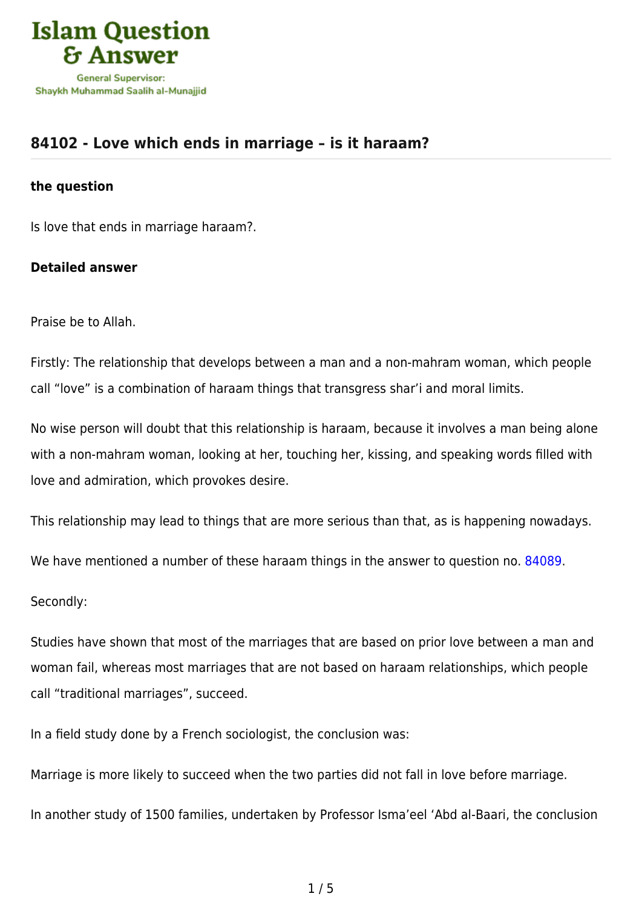Islam Question & Answer

General Supervisor:
Shaykh Muhammad Saalih al-Munajjid

## 84102 - Love which ends in marriage – is it haraam?

**the question**

Is love that ends in marriage haraam?.

**Detailed answer**

Praise be to Allah.

Firstly: The relationship that develops between a man and a non-mahram woman, which people call “love” is a combination of haraam things that transgress shar’i and moral limits.

No wise person will doubt that this relationship is haraam, because it involves a man being alone with a non-mahram woman, looking at her, touching her, kissing, and speaking words filled with love and admiration, which provokes desire.

This relationship may lead to things that are more serious than that, as is happening nowadays.

We have mentioned a number of these haraam things in the answer to question no. 84089.

Secondly:

Studies have shown that most of the marriages that are based on prior love between a man and woman fail, whereas most marriages that are not based on haraam relationships, which people call “traditional marriages”, succeed.

In a field study done by a French sociologist, the conclusion was:

Marriage is more likely to succeed when the two parties did not fall in love before marriage.

In another study of 1500 families, undertaken by Professor Isma’eel ‘Abd al-Baari, the conclusion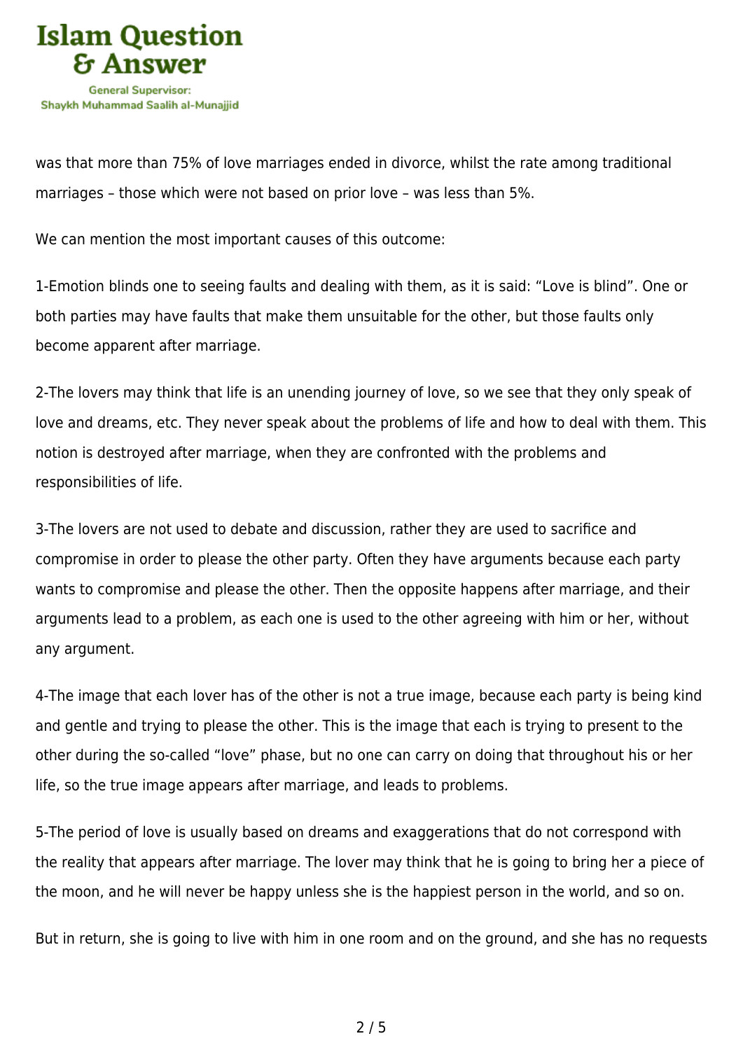was that more than 75% of love marriages ended in divorce, whilst the rate among traditional marriages – those which were not based on prior love – was less than 5%.

We can mention the most important causes of this outcome:

1-Emotion blinds one to seeing faults and dealing with them, as it is said: "Love is blind". One or both parties may have faults that make them unsuitable for the other, but those faults only become apparent after marriage.

2-The lovers may think that life is an unending journey of love, so we see that they only speak of love and dreams, etc. They never speak about the problems of life and how to deal with them. This notion is destroyed after marriage, when they are confronted with the problems and responsibilities of life.

3-The lovers are not used to debate and discussion, rather they are used to sacrifice and compromise in order to please the other party. Often they have arguments because each party wants to compromise and please the other. Then the opposite happens after marriage, and their arguments lead to a problem, as each one is used to the other agreeing with him or her, without any argument.

4-The image that each lover has of the other is not a true image, because each party is being kind and gentle and trying to please the other. This is the image that each is trying to present to the other during the so-called "love" phase, but no one can carry on doing that throughout his or her life, so the true image appears after marriage, and leads to problems.

5-The period of love is usually based on dreams and exaggerations that do not correspond with the reality that appears after marriage. The lover may think that he is going to bring her a piece of the moon, and he will never be happy unless she is the happiest person in the world, and so on.

But in return, she is going to live with him in one room and on the ground, and she has no requests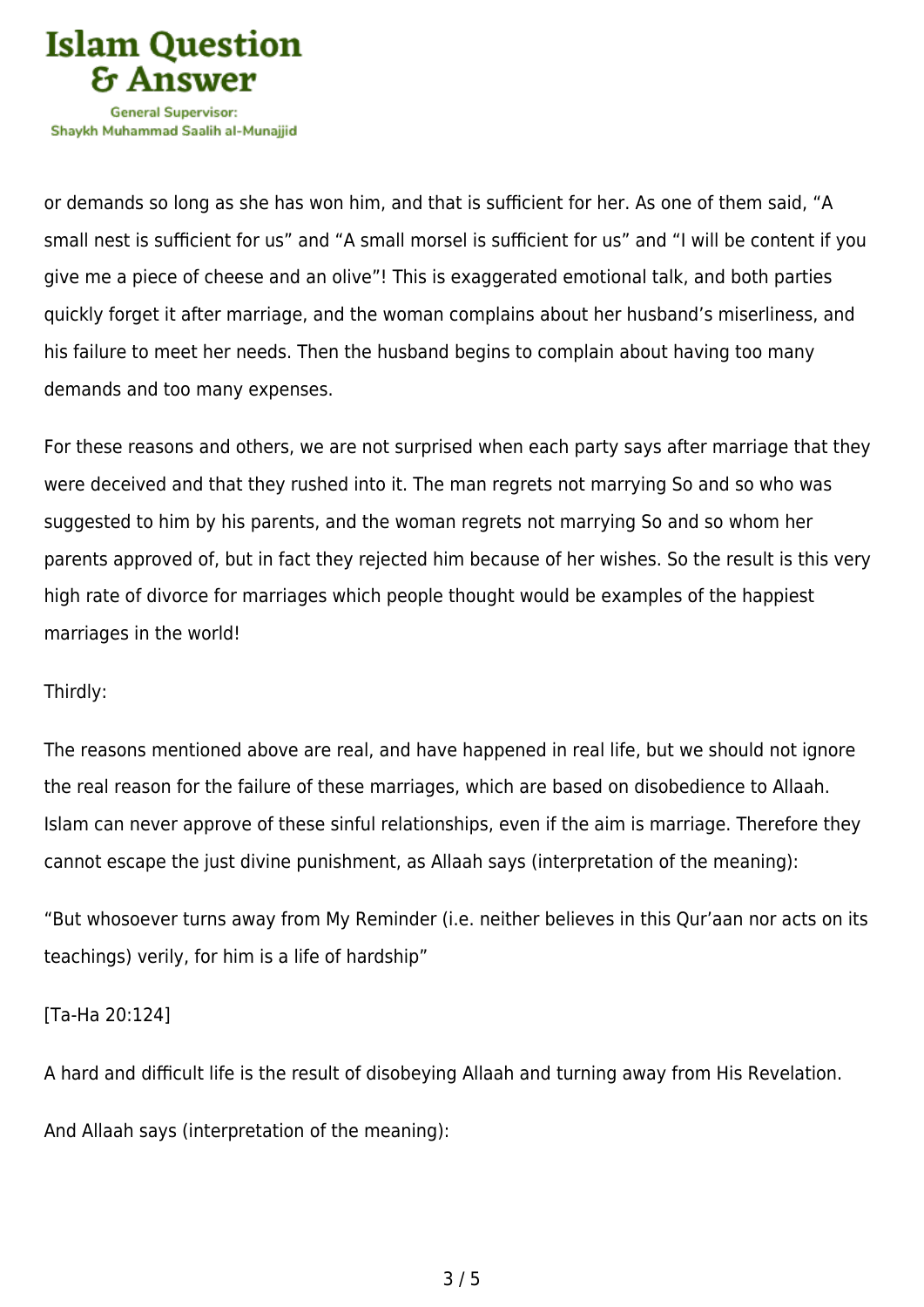or demands so long as she has won him, and that is sufficient for her. As one of them said, "A small nest is sufficient for us" and "A small morsel is sufficient for us" and "I will be content if you give me a piece of cheese and an olive"! This is exaggerated emotional talk, and both parties quickly forget it after marriage, and the woman complains about her husband's miserliness, and his failure to meet her needs. Then the husband begins to complain about having too many demands and too many expenses.

For these reasons and others, we are not surprised when each party says after marriage that they were deceived and that they rushed into it. The man regrets not marrying So and so who was suggested to him by his parents, and the woman regrets not marrying So and so whom her parents approved of, but in fact they rejected him because of her wishes. So the result is this very high rate of divorce for marriages which people thought would be examples of the happiest marriages in the world!

Thirdly:

The reasons mentioned above are real, and have happened in real life, but we should not ignore the real reason for the failure of these marriages, which are based on disobedience to Allaah. Islam can never approve of these sinful relationships, even if the aim is marriage. Therefore they cannot escape the just divine punishment, as Allaah says (interpretation of the meaning):

"But whosoever turns away from My Reminder (i.e. neither believes in this Qur'aan nor acts on its teachings) verily, for him is a life of hardship"

[Ta-Ha 20:124]

A hard and difficult life is the result of disobeying Allaah and turning away from His Revelation.

And Allaah says (interpretation of the meaning):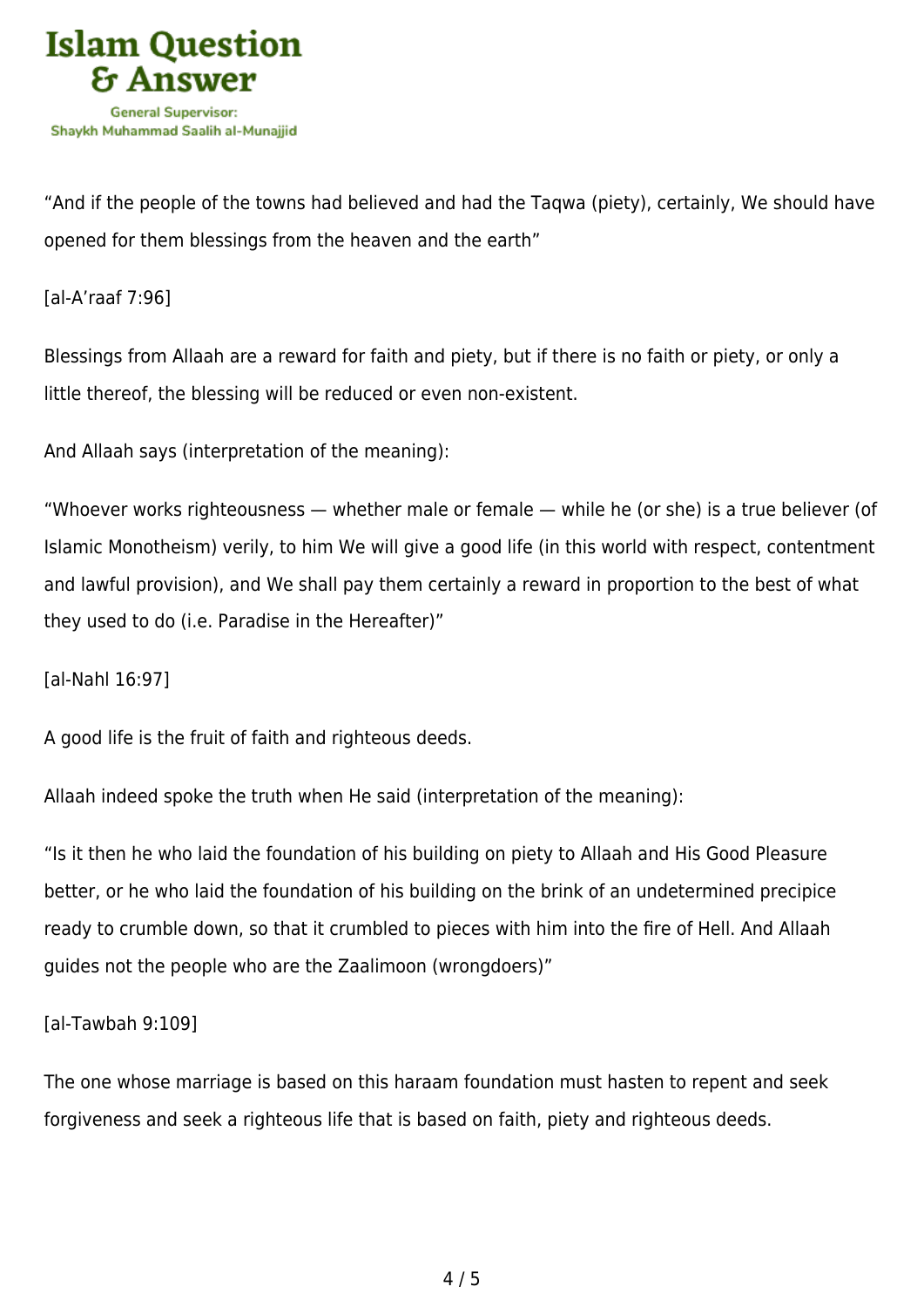"And if the people of the towns had believed and had the Taqwa (piety), certainly, We should have opened for them blessings from the heaven and the earth"

[al-A'raaf 7:96]

Blessings from Allaah are a reward for faith and piety, but if there is no faith or piety, or only a little thereof, the blessing will be reduced or even non-existent.

And Allaah says (interpretation of the meaning):

"Whoever works righteousness — whether male or female — while he (or she) is a true believer (of Islamic Monotheism) verily, to him We will give a good life (in this world with respect, contentment and lawful provision), and We shall pay them certainly a reward in proportion to the best of what they used to do (i.e. Paradise in the Hereafter)"

[al-Nahl 16:97]

A good life is the fruit of faith and righteous deeds.

Allaah indeed spoke the truth when He said (interpretation of the meaning):

"Is it then he who laid the foundation of his building on piety to Allaah and His Good Pleasure better, or he who laid the foundation of his building on the brink of an undetermined precipice ready to crumble down, so that it crumbled to pieces with him into the fire of Hell. And Allaah guides not the people who are the Zaalimoon (wrongdoers)"

[al-Tawbah 9:109]

The one whose marriage is based on this haraam foundation must hasten to repent and seek forgiveness and seek a righteous life that is based on faith, piety and righteous deeds.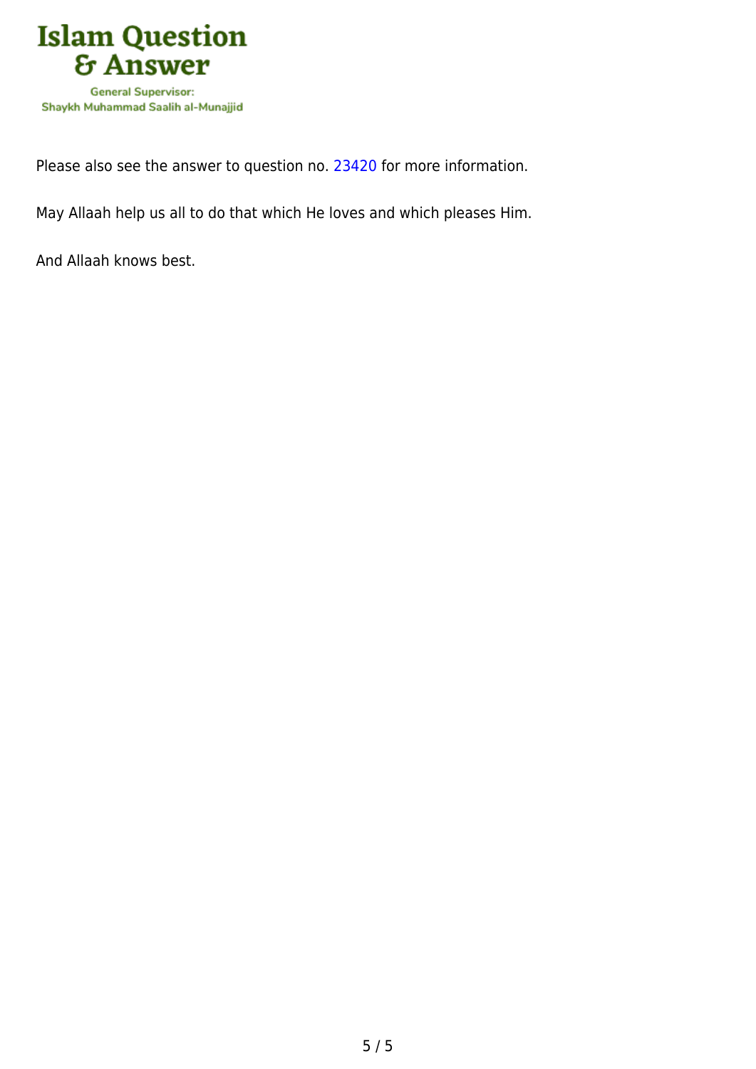Please also see the answer to question no. 23420 for more information.

May Allaah help us all to do that which He loves and which pleases Him.

And Allaah knows best.